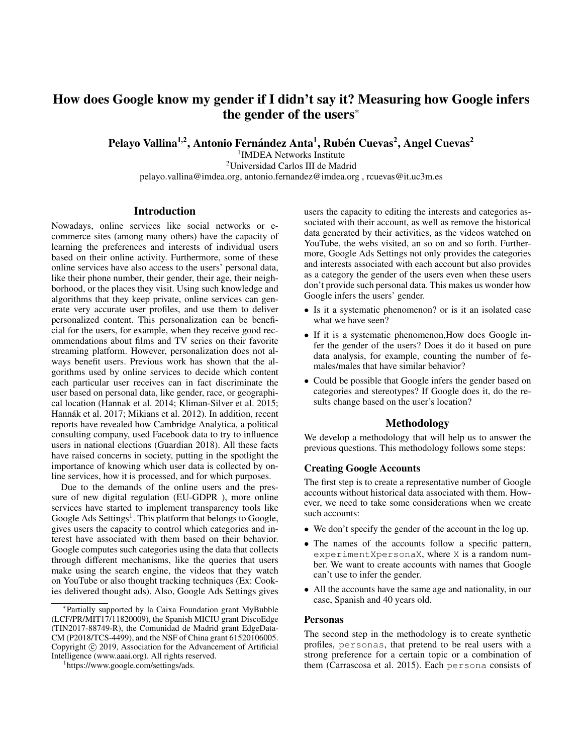# How does Google know my gender if I didn't say it? Measuring how Google infers the gender of the users*

**Pelayo Vallina[1,2], Antonio Fernández Anta[1], Rubén Cuevas[2], Angel Cuevas[2]**

[1]IMDEA Networks Institute
[2]Universidad Carlos III de Madrid
pelayo.vallina@imdea.org, antonio.fernandez@imdea.org , rcuevas@it.uc3m.es

## Introduction

Nowadays, online services like social networks or e-commerce sites (among many others) have the capacity of learning the preferences and interests of individual users based on their online activity. Furthermore, some of these online services have also access to the users' personal data, like their phone number, their gender, their age, their neighborhood, or the places they visit. Using such knowledge and algorithms that they keep private, online services can generate very accurate user profiles, and use them to deliver personalized content. This personalization can be beneficial for the users, for example, when they receive good recommendations about films and TV series on their favorite streaming platform. However, personalization does not always benefit users. Previous work has shown that the algorithms used by online services to decide which content each particular user receives can in fact discriminate the user based on personal data, like gender, race, or geographical location (Hannak et al. 2014; Kliman-Silver et al. 2015; Hannák et al. 2017; Mikians et al. 2012). In addition, recent reports have revealed how Cambridge Analytica, a political consulting company, used Facebook data to try to influence users in national elections (Guardian 2018). All these facts have raised concerns in society, putting in the spotlight the importance of knowing which user data is collected by online services, how it is processed, and for which purposes.

Due to the demands of the online users and the pressure of new digital regulation (EU-GDPR ), more online services have started to implement transparency tools like Google Ads Settings[1]. This platform that belongs to Google, gives users the capacity to control which categories and interest have associated with them based on their behavior. Google computes such categories using the data that collects through different mechanisms, like the queries that users make using the search engine, the videos that they watch on YouTube or also thought tracking techniques (Ex: Cookies delivered thought ads). Also, Google Ads Settings gives users the capacity to editing the interests and categories associated with their account, as well as remove the historical data generated by their activities, as the videos watched on YouTube, the webs visited, an so on and so forth. Furthermore, Google Ads Settings not only provides the categories and interests associated with each account but also provides as a category the gender of the users even when these users don't provide such personal data. This makes us wonder how Google infers the users' gender.

- Is it a systematic phenomenon? or is it an isolated case what we have seen?
- If it is a systematic phenomenon,How does Google infer the gender of the users? Does it do it based on pure data analysis, for example, counting the number of females/males that have similar behavior?
- Could be possible that Google infers the gender based on categories and stereotypes? If Google does it, do the results change based on the user's location?

## Methodology

We develop a methodology that will help us to answer the previous questions. This methodology follows some steps:

### Creating Google Accounts

The first step is to create a representative number of Google accounts without historical data associated with them. However, we need to take some considerations when we create such accounts:

- We don't specify the gender of the account in the log up.
- The names of the accounts follow a specific pattern, `experimentXpersonaX`, where `X` is a random number. We want to create accounts with names that Google can't use to infer the gender.
- All the accounts have the same age and nationality, in our case, Spanish and 40 years old.

### Personas

The second step in the methodology is to create synthetic profiles, `personas`, that pretend to be real users with a strong preference for a certain topic or a combination of them (Carrascosa et al. 2015). Each `persona` consists of

*Partially supported by la Caixa Foundation grant MyBubble (LCF/PR/MIT17/11820009), the Spanish MICIU grant DiscoEdge (TIN2017-88749-R), the Comunidad de Madrid grant EdgeData-CM (P2018/TCS-4499), and the NSF of China grant 61520106005. Copyright © 2019, Association for the Advancement of Artificial Intelligence (www.aaai.org). All rights reserved.

[1]https://www.google.com/settings/ads.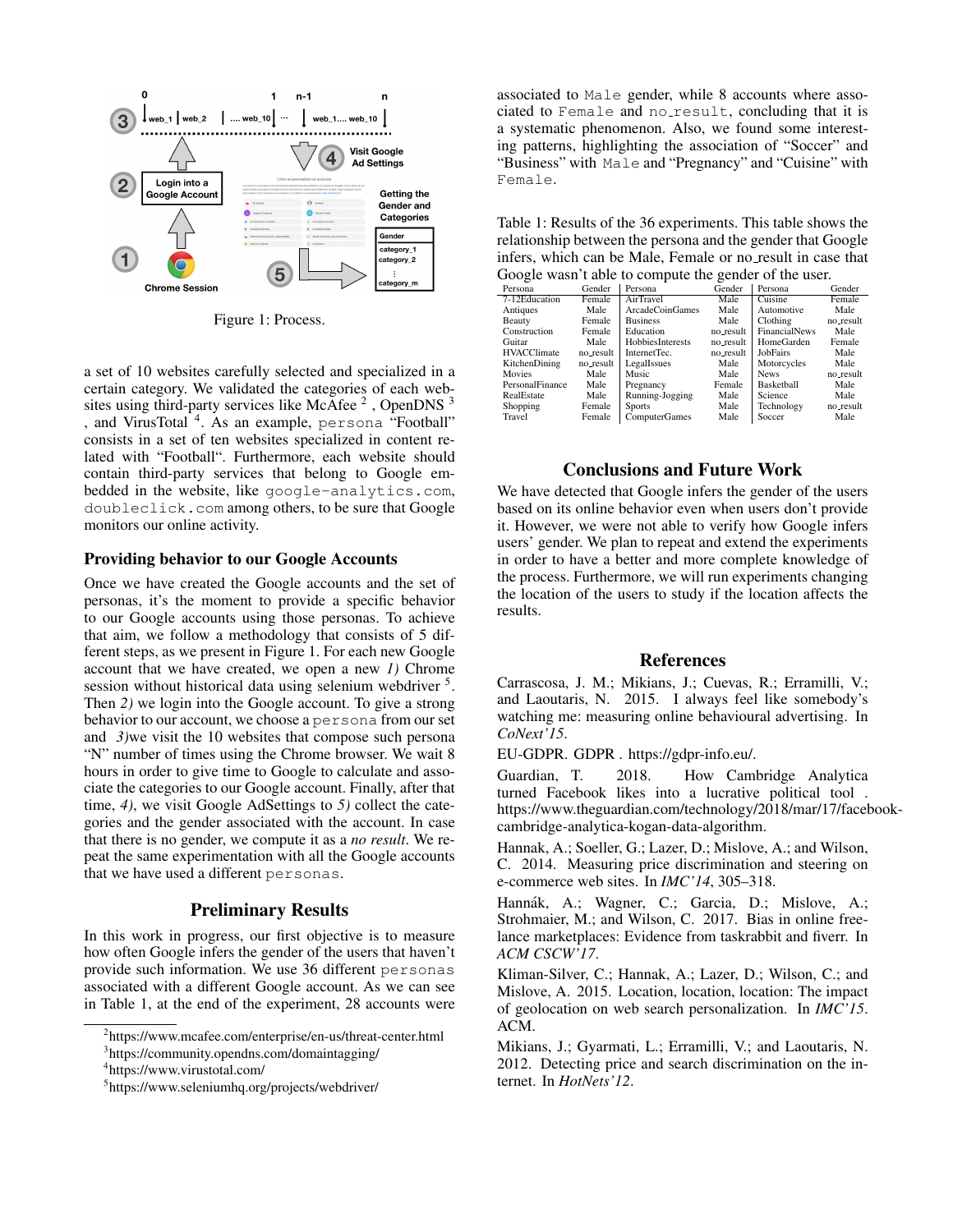0 1 n-1 n

3 web_1 web_2 .... web_10 ... web_1.... web_10

2 Login into a Google Account

4 Visit Google Ad Settings

Getting the Gender and Categories

Gender
category_1
category_2
⋮
category_m

1 Chrome Session

5

Figure 1: Process.

a set of 10 websites carefully selected and specialized in a certain category. We validated the categories of each websites using third-party services like McAfee [2] , OpenDNS [3] , and VirusTotal [4]. As an example, persona "Football" consists in a set of ten websites specialized in content related with "Football". Furthermore, each website should contain third-party services that belong to Google embedded in the website, like google-analytics.com, doubleclick.com among others, to be sure that Google monitors our online activity.

## Providing behavior to our Google Accounts

Once we have created the Google accounts and the set of personas, it's the moment to provide a specific behavior to our Google accounts using those personas. To achieve that aim, we follow a methodology that consists of 5 different steps, as we present in Figure 1. For each new Google account that we have created, we open a new *1)* Chrome session without historical data using selenium webdriver [5]. Then *2)* we login into the Google account. To give a strong behavior to our account, we choose a persona from our set and *3)*we visit the 10 websites that compose such persona "N" number of times using the Chrome browser. We wait 8 hours in order to give time to Google to calculate and associate the categories to our Google account. Finally, after that time, *4)*, we visit Google AdSettings to *5)* collect the categories and the gender associated with the account. In case that there is no gender, we compute it as a *no result*. We repeat the same experimentation with all the Google accounts that we have used a different personas.

## Preliminary Results

In this work in progress, our first objective is to measure how often Google infers the gender of the users that haven't provide such information. We use 36 different personas associated with a different Google account. As we can see in Table 1, at the end of the experiment, 28 accounts were associated to Male gender, while 8 accounts where associated to Female and no_result, concluding that it is a systematic phenomenon. Also, we found some interesting patterns, highlighting the association of "Soccer" and "Business" with Male and "Pregnancy" and "Cuisine" with Female.

[2]https://www.mcafee.com/enterprise/en-us/threat-center.html
[3]https://community.opendns.com/domaintagging/
[4]https://www.virustotal.com/
[5]https://www.seleniumhq.org/projects/webdriver/

Table 1: Results of the 36 experiments. This table shows the relationship between the persona and the gender that Google infers, which can be Male, Female or no_result in case that Google wasn't able to compute the gender of the user.

| Persona | Gender | Persona | Gender | Persona | Gender |
|---|---|---|---|---|---|
| 7-12Education | Female | AirTravel | Male | Cuisine | Female |
| Antiques | Male | ArcadeCoinGames | Male | Automotive | Male |
| Beauty | Female | Business | Male | Clothing | no_result |
| Construction | Female | Education | no_result | FinancialNews | Male |
| Guitar | Male | HobbiesInterests | no_result | HomeGarden | Female |
| HVACClimate | no_result | InternetTec. | no_result | JobFairs | Male |
| KitchenDining | no_result | LegalIssues | Male | Motorcycles | Male |
| Movies | Male | Music | Male | News | no_result |
| PersonalFinance | Male | Pregnancy | Female | Basketball | Male |
| RealEstate | Male | Running-Jogging | Male | Science | Male |
| Shopping | Female | Sports | Male | Technology | no_result |
| Travel | Female | ComputerGames | Male | Soccer | Male |

## Conclusions and Future Work

We have detected that Google infers the gender of the users based on its online behavior even when users don't provide it. However, we were not able to verify how Google infers users' gender. We plan to repeat and extend the experiments in order to have a better and more complete knowledge of the process. Furthermore, we will run experiments changing the location of the users to study if the location affects the results.

## References

Carrascosa, J. M.; Mikians, J.; Cuevas, R.; Erramilli, V.; and Laoutaris, N. 2015. I always feel like somebody's watching me: measuring online behavioural advertising. In *CoNext'15*.

EU-GDPR. GDPR . https://gdpr-info.eu/.

Guardian, T. 2018. How Cambridge Analytica turned Facebook likes into a lucrative political tool . https://www.theguardian.com/technology/2018/mar/17/facebook-cambridge-analytica-kogan-data-algorithm.

Hannak, A.; Soeller, G.; Lazer, D.; Mislove, A.; and Wilson, C. 2014. Measuring price discrimination and steering on e-commerce web sites. In *IMC'14*, 305–318.

Hannák, A.; Wagner, C.; Garcia, D.; Mislove, A.; Strohmaier, M.; and Wilson, C. 2017. Bias in online freelance marketplaces: Evidence from taskrabbit and fiverr. In *ACM CSCW'17*.

Kliman-Silver, C.; Hannak, A.; Lazer, D.; Wilson, C.; and Mislove, A. 2015. Location, location, location: The impact of geolocation on web search personalization. In *IMC'15*. ACM.

Mikians, J.; Gyarmati, L.; Erramilli, V.; and Laoutaris, N. 2012. Detecting price and search discrimination on the internet. In *HotNets'12*.